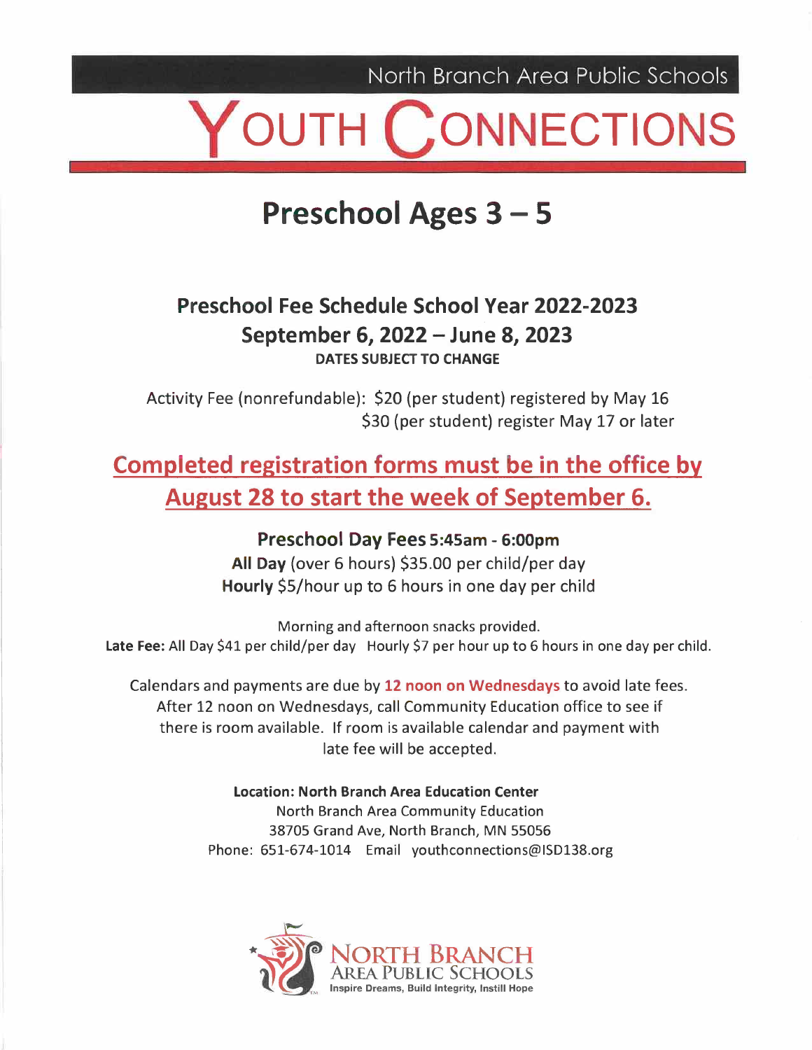North Branch Area Public Schools

# YOUTH CONNECTIONS

## Preschool Ages 3 – 5

### Preschool Fee Schedule School Year 2022-2023
### September 6, 2022 – June 8, 2023

**DATES SUBJECT TO CHANGE**

Activity Fee (nonrefundable): $20 (per student) registered by May 16
$30 (per student) register May 17 or later

**Completed registration forms must be in the office by August 28 to start the week of September 6.**

**Preschool Day Fees 5:45am - 6:00pm**

**All Day** (over 6 hours) $35.00 per child/per day
**Hourly** $5/hour up to 6 hours in one day per child

Morning and afternoon snacks provided.
**Late Fee:** All Day $41 per child/per day Hourly $7 per hour up to 6 hours in one day per child.

Calendars and payments are due by **12 noon on Wednesdays** to avoid late fees. After 12 noon on Wednesdays, call Community Education office to see if there is room available. If room is available calendar and payment with late fee will be accepted.

**Location: North Branch Area Education Center**
North Branch Area Community Education
38705 Grand Ave, North Branch, MN 55056
Phone: 651-674-1014 Email youthconnections@ISD138.org

NORTH BRANCH AREA PUBLIC SCHOOLS
Inspire Dreams, Build Integrity, Instill Hope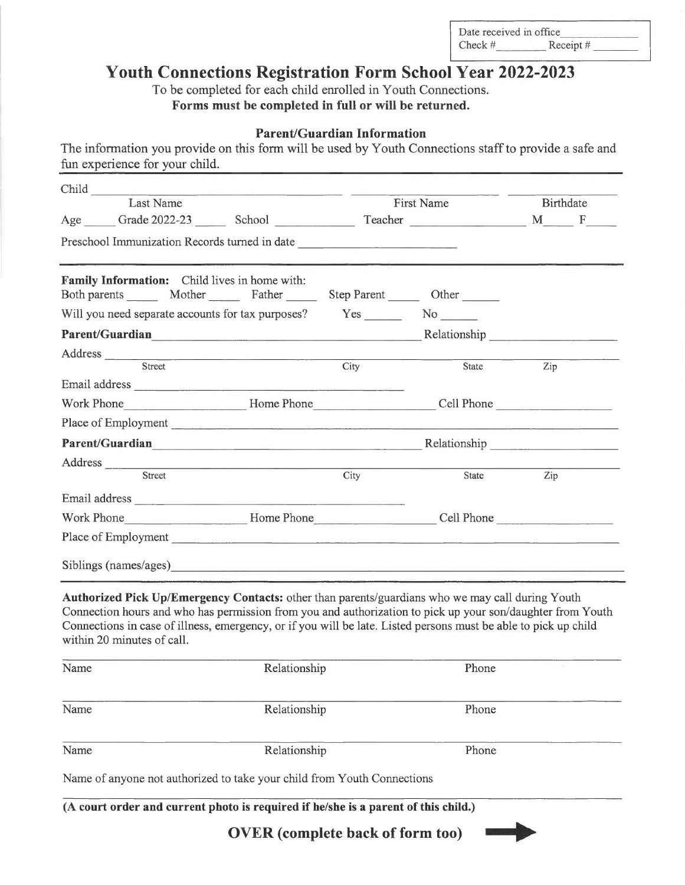Date received in office ______________
Check # ________ Receipt # ________

# Youth Connections Registration Form School Year 2022-2023

To be completed for each child enrolled in Youth Connections.
**Forms must be completed in full or will be returned.**

**Parent/Guardian Information**

The information you provide on this form will be used by Youth Connections staff to provide a safe and fun experience for your child.

Child ______________________________ ______________________ ______________
Last Name First Name Birthdate

Age _____ Grade 2022-23 _____ School ____________ Teacher ________________ M_____ F_____

Preschool Immunization Records turned in date ______________________

**Family Information:** Child lives in home with:
Both parents _____ Mother _____ Father _____ Step Parent _____ Other _____

Will you need separate accounts for tax purposes? Yes ______ No ______

**Parent/Guardian** ________________________________________ Relationship __________________

Address ____________________________________________________________________
Street City State Zip

Email address ________________________________________

Work Phone __________________ Home Phone __________________ Cell Phone __________________

Place of Employment ________________________________________________________________

**Parent/Guardian** ________________________________________ Relationship __________________

Address ____________________________________________________________________
Street City State Zip

Email address ________________________________________

Work Phone __________________ Home Phone __________________ Cell Phone __________________

Place of Employment ________________________________________________________________

Siblings (names/ages) ________________________________________________________________

**Authorized Pick Up/Emergency Contacts:** other than parents/guardians who we may call during Youth Connection hours and who has permission from you and authorization to pick up your son/daughter from Youth Connections in case of illness, emergency, or if you will be late. Listed persons must be able to pick up child within 20 minutes of call.

| Name | Relationship | Phone |
|---|---|---|
| | | |
| | | |
| | | |

Name of anyone not authorized to take your child from Youth Connections

________________________________________________________________

**(A court order and current photo is required if he/she is a parent of this child.)**

**OVER (complete back of form too)** →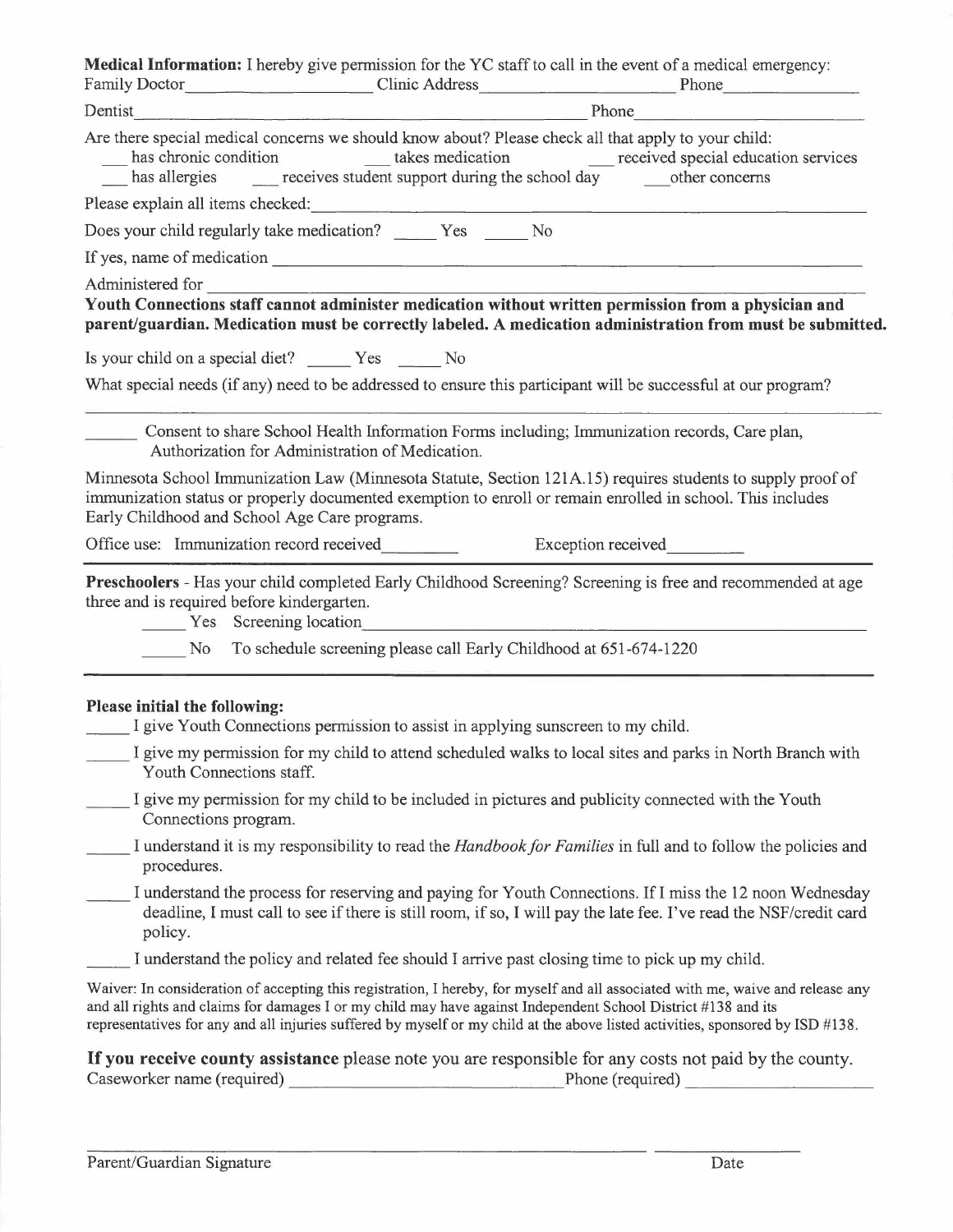**Medical Information:** I hereby give permission for the YC staff to call in the event of a medical emergency:

Family Doctor\_\_\_\_\_\_\_\_\_\_\_\_\_\_\_\_\_\_\_\_ Clinic Address\_\_\_\_\_\_\_\_\_\_\_\_\_\_\_\_\_\_\_\_\_\_ Phone\_\_\_\_\_\_\_\_\_\_\_\_\_\_\_\_

Dentist\_\_\_\_\_\_\_\_\_\_\_\_\_\_\_\_\_\_\_\_\_\_\_\_\_\_\_\_\_\_\_\_\_\_\_\_\_\_\_\_\_\_\_\_\_\_\_\_\_\_\_\_\_\_ Phone\_\_\_\_\_\_\_\_\_\_\_\_\_\_\_\_\_\_\_\_\_\_\_\_\_\_

Are there special medical concerns we should know about? Please check all that apply to your child:

\_\_\_ has chronic condition \_\_\_ takes medication \_\_\_ received special education services

\_\_\_ has allergies \_\_\_ receives student support during the school day \_\_\_ other concerns

Please explain all items checked:\_\_\_\_\_\_\_\_\_\_\_\_\_\_\_\_\_\_\_\_\_\_\_\_\_\_\_\_\_\_\_\_\_\_\_\_\_\_\_\_\_\_\_\_\_\_\_\_\_\_\_\_\_\_\_\_\_\_\_\_\_\_

Does your child regularly take medication? \_\_\_\_\_ Yes \_\_\_\_\_ No

If yes, name of medication \_\_\_\_\_\_\_\_\_\_\_\_\_\_\_\_\_\_\_\_\_\_\_\_\_\_\_\_\_\_\_\_\_\_\_\_\_\_\_\_\_\_\_\_\_\_\_\_\_\_\_\_\_\_\_\_\_\_\_\_\_\_\_\_\_\_

Administered for \_\_\_\_\_\_\_\_\_\_\_\_\_\_\_\_\_\_\_\_\_\_\_\_\_\_\_\_\_\_\_\_\_\_\_\_\_\_\_\_\_\_\_\_\_\_\_\_\_\_\_\_\_\_\_\_\_\_\_\_\_\_\_\_\_\_\_\_\_\_\_\_

**Youth Connections staff cannot administer medication without written permission from a physician and parent/guardian. Medication must be correctly labeled. A medication administration from must be submitted.**

Is your child on a special diet? \_\_\_\_\_ Yes \_\_\_\_\_ No

What special needs (if any) need to be addressed to ensure this participant will be successful at our program?

\_\_\_\_\_\_\_\_\_\_\_\_\_\_\_\_\_\_\_\_\_\_\_\_\_\_\_\_\_\_\_\_\_\_\_\_\_\_\_\_\_\_\_\_\_\_\_\_\_\_\_\_\_\_\_\_\_\_\_\_\_\_\_\_\_\_\_\_\_\_\_\_\_\_\_\_\_\_\_\_\_\_\_\_\_\_\_\_\_\_

\_\_\_\_\_\_ Consent to share School Health Information Forms including; Immunization records, Care plan, Authorization for Administration of Medication.

Minnesota School Immunization Law (Minnesota Statute, Section 121A.15) requires students to supply proof of immunization status or properly documented exemption to enroll or remain enrolled in school. This includes Early Childhood and School Age Care programs.

Office use: Immunization record received\_\_\_\_\_\_\_\_\_ Exception received\_\_\_\_\_\_\_\_\_

---

**Preschoolers** - Has your child completed Early Childhood Screening? Screening is free and recommended at age three and is required before kindergarten.

\_\_\_\_\_ Yes Screening location\_\_\_\_\_\_\_\_\_\_\_\_\_\_\_\_\_\_\_\_\_\_\_\_\_\_\_\_\_\_\_\_\_\_\_\_\_\_\_\_\_\_\_\_\_\_\_\_\_\_\_\_\_\_\_\_\_\_\_\_\_\_\_\_\_

\_\_\_\_\_ No To schedule screening please call Early Childhood at 651-674-1220

---

**Please initial the following:**

\_\_\_\_\_ I give Youth Connections permission to assist in applying sunscreen to my child.

\_\_\_\_\_ I give my permission for my child to attend scheduled walks to local sites and parks in North Branch with Youth Connections staff.

\_\_\_\_\_ I give my permission for my child to be included in pictures and publicity connected with the Youth Connections program.

\_\_\_\_\_ I understand it is my responsibility to read the *Handbook for Families* in full and to follow the policies and procedures.

\_\_\_\_\_ I understand the process for reserving and paying for Youth Connections. If I miss the 12 noon Wednesday deadline, I must call to see if there is still room, if so, I will pay the late fee. I've read the NSF/credit card policy.

\_\_\_\_\_ I understand the policy and related fee should I arrive past closing time to pick up my child.

Waiver: In consideration of accepting this registration, I hereby, for myself and all associated with me, waive and release any and all rights and claims for damages I or my child may have against Independent School District #138 and its representatives for any and all injuries suffered by myself or my child at the above listed activities, sponsored by ISD #138.

**If you receive county assistance** please note you are responsible for any costs not paid by the county.

Caseworker name (required) \_\_\_\_\_\_\_\_\_\_\_\_\_\_\_\_\_\_\_\_\_\_\_\_\_\_\_\_\_\_ Phone (required) \_\_\_\_\_\_\_\_\_\_\_\_\_\_\_\_\_\_\_\_

\_\_\_\_\_\_\_\_\_\_\_\_\_\_\_\_\_\_\_\_\_\_\_\_\_\_\_\_\_\_\_\_\_\_\_\_\_\_\_\_\_\_\_\_\_\_\_\_\_\_\_\_\_\_\_\_\_\_\_\_ \_\_\_\_\_\_\_\_\_\_\_\_\_\_\_\_\_

Parent/Guardian Signature Date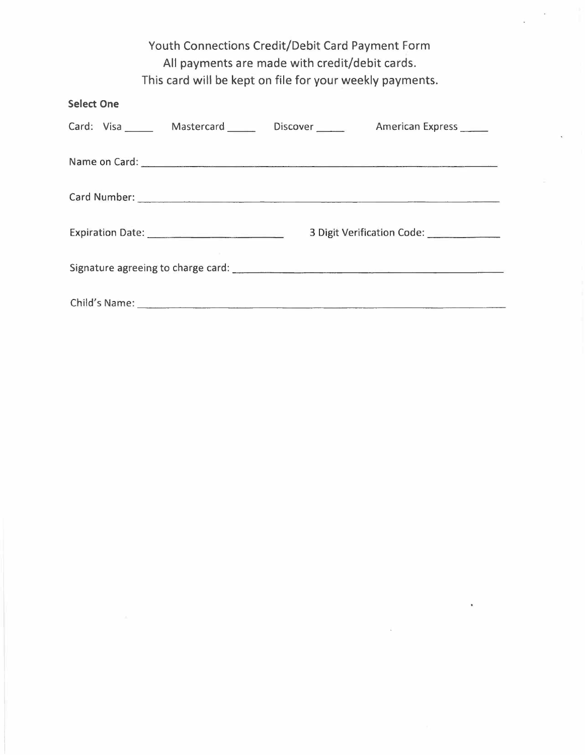# Youth Connections Credit/Debit Card Payment Form

All payments are made with credit/debit cards.

This card will be kept on file for your weekly payments.

**Select One**

Card: Visa _____ Mastercard _____ Discover _____ American Express _____

Name on Card: ____________________________________________________________

Card Number: ____________________________________________________________

Expiration Date: ______________________ 3 Digit Verification Code: ____________

Signature agreeing to charge card: ___________________________________________

Child's Name: ____________________________________________________________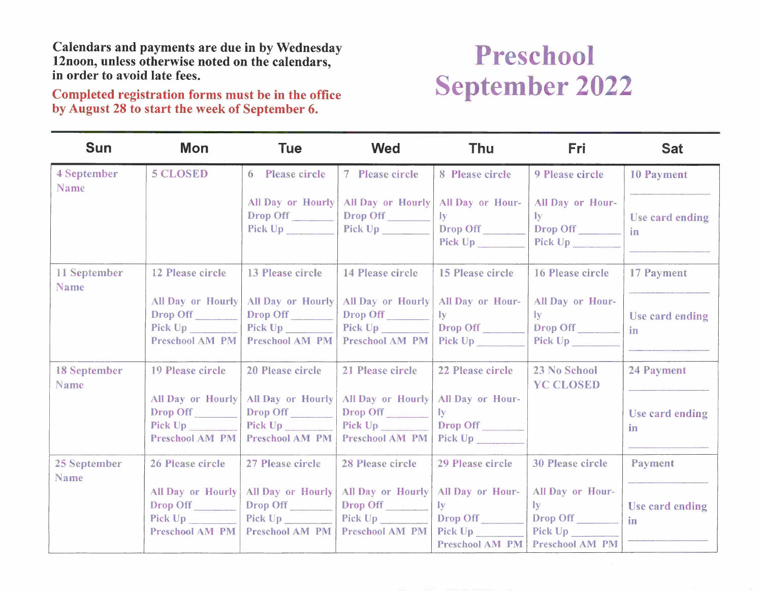Calendars and payments are due in by Wednesday 12noon, unless otherwise noted on the calendars, in order to avoid late fees.

Completed registration forms must be in the office by August 28 to start the week of September 6.

# Preschool September 2022

| Sun | Mon | Tue | Wed | Thu | Fri | Sat |
|---|---|---|---|---|---|---|
| 4 September Name | 5 CLOSED | 6 Please circle<br>All Day or Hourly<br>Drop Off ______<br>Pick Up ______ | 7 Please circle<br>All Day or Hourly<br>Drop Off ______<br>Pick Up ______ | 8 Please circle<br>All Day or Hourly<br>Drop Off ______<br>Pick Up ______ | 9 Please circle<br>All Day or Hourly<br>Drop Off ______<br>Pick Up ______ | 10 Payment<br>______<br>Use card ending in<br>______ |
| 11 September Name | 12 Please circle<br>All Day or Hourly<br>Drop Off ______<br>Pick Up ______<br>Preschool AM PM | 13 Please circle<br>All Day or Hourly<br>Drop Off ______<br>Pick Up ______<br>Preschool AM PM | 14 Please circle<br>All Day or Hourly<br>Drop Off ______<br>Pick Up ______<br>Preschool AM PM | 15 Please circle<br>All Day or Hourly<br>Drop Off ______<br>Pick Up ______ | 16 Please circle<br>All Day or Hourly<br>Drop Off ______<br>Pick Up ______ | 17 Payment<br>______<br>Use card ending in<br>______ |
| 18 September Name | 19 Please circle<br>All Day or Hourly<br>Drop Off ______<br>Pick Up ______<br>Preschool AM PM | 20 Please circle<br>All Day or Hourly<br>Drop Off ______<br>Pick Up ______<br>Preschool AM PM | 21 Please circle<br>All Day or Hourly<br>Drop Off ______<br>Pick Up ______<br>Preschool AM PM | 22 Please circle<br>All Day or Hourly<br>Drop Off ______<br>Pick Up ______ | 23 No School<br>YC CLOSED | 24 Payment<br>______<br>Use card ending in<br>______ |
| 25 September Name | 26 Please circle<br>All Day or Hourly<br>Drop Off ______<br>Pick Up ______<br>Preschool AM PM | 27 Please circle<br>All Day or Hourly<br>Drop Off ______<br>Pick Up ______<br>Preschool AM PM | 28 Please circle<br>All Day or Hourly<br>Drop Off ______<br>Pick Up ______<br>Preschool AM PM | 29 Please circle<br>All Day or Hourly<br>Drop Off ______<br>Pick Up ______<br>Preschool AM PM | 30 Please circle<br>All Day or Hourly<br>Drop Off ______<br>Pick Up ______<br>Preschool AM PM | Payment<br>______<br>Use card ending in<br>______ |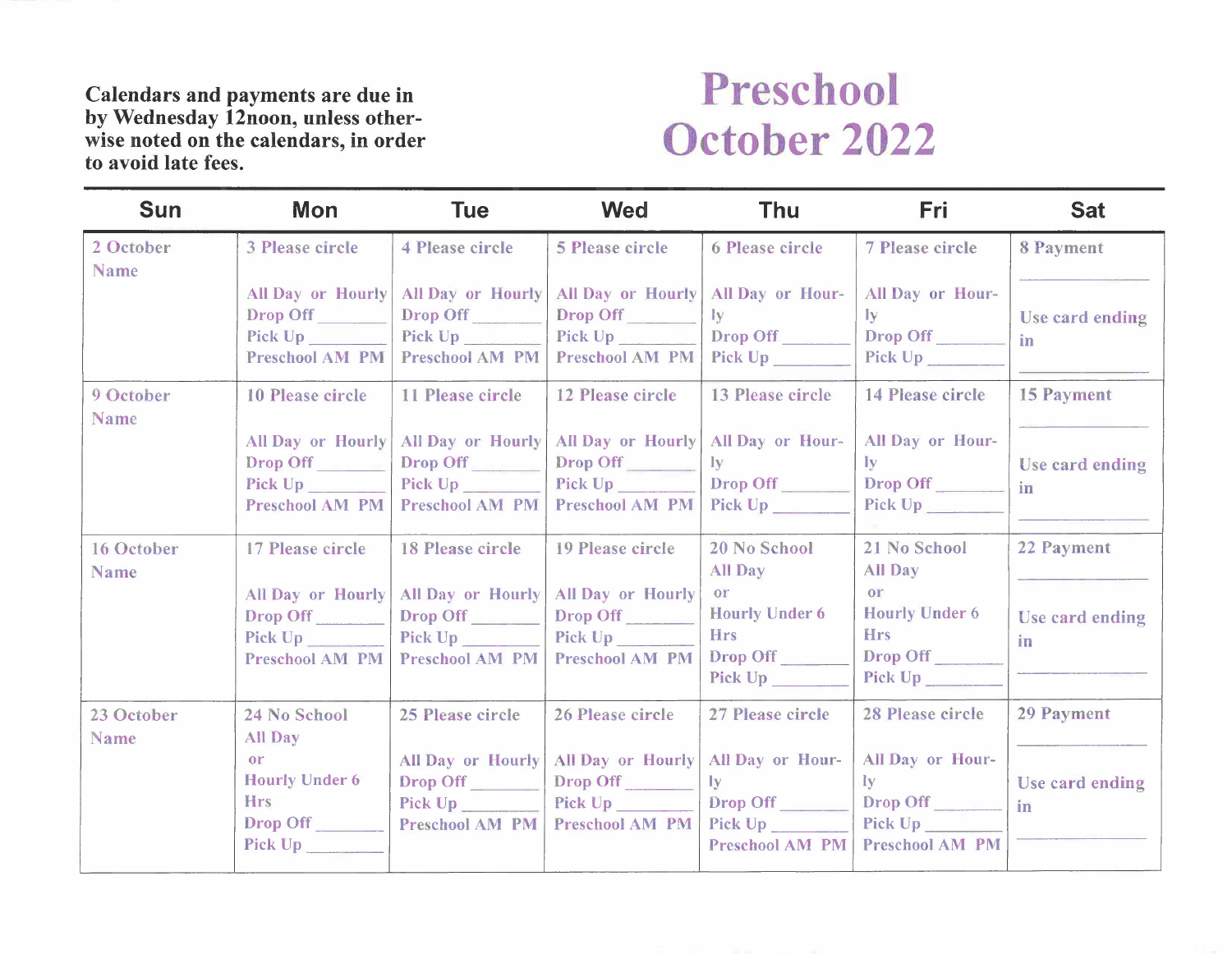**Calendars and payments are due in by Wednesday 12noon, unless otherwise noted on the calendars, in order to avoid late fees.**

# Preschool October 2022

| Sun | Mon | Tue | Wed | Thu | Fri | Sat |
|---|---|---|---|---|---|---|
| 2 October<br>Name | 3 Please circle<br><br>All Day or Hourly<br>Drop Off ________<br>Pick Up ________<br>Preschool AM PM | 4 Please circle<br><br>All Day or Hourly<br>Drop Off ________<br>Pick Up ________<br>Preschool AM PM | 5 Please circle<br><br>All Day or Hourly<br>Drop Off ________<br>Pick Up ________<br>Preschool AM PM | 6 Please circle<br><br>All Day or Hourly<br>Drop Off ________<br>Pick Up ________ | 7 Please circle<br><br>All Day or Hourly<br>Drop Off ________<br>Pick Up ________ | 8 Payment<br>________<br>Use card ending in<br>________ |
| 9 October<br>Name | 10 Please circle<br><br>All Day or Hourly<br>Drop Off ________<br>Pick Up ________<br>Preschool AM PM | 11 Please circle<br><br>All Day or Hourly<br>Drop Off ________<br>Pick Up ________<br>Preschool AM PM | 12 Please circle<br><br>All Day or Hourly<br>Drop Off ________<br>Pick Up ________<br>Preschool AM PM | 13 Please circle<br><br>All Day or Hourly<br>Drop Off ________<br>Pick Up ________ | 14 Please circle<br><br>All Day or Hourly<br>Drop Off ________<br>Pick Up ________ | 15 Payment<br>________<br>Use card ending in<br>________ |
| 16 October<br>Name | 17 Please circle<br><br>All Day or Hourly<br>Drop Off ________<br>Pick Up ________<br>Preschool AM PM | 18 Please circle<br><br>All Day or Hourly<br>Drop Off ________<br>Pick Up ________<br>Preschool AM PM | 19 Please circle<br><br>All Day or Hourly<br>Drop Off ________<br>Pick Up ________<br>Preschool AM PM | 20 No School<br>All Day<br>or<br>Hourly Under 6 Hrs<br>Drop Off ________<br>Pick Up ________ | 21 No School<br>All Day<br>or<br>Hourly Under 6 Hrs<br>Drop Off ________<br>Pick Up ________ | 22 Payment<br>________<br>Use card ending in<br>________ |
| 23 October<br>Name | 24 No School<br>All Day<br>or<br>Hourly Under 6 Hrs<br>Drop Off ________<br>Pick Up ________ | 25 Please circle<br><br>All Day or Hourly<br>Drop Off ________<br>Pick Up ________<br>Preschool AM PM | 26 Please circle<br><br>All Day or Hourly<br>Drop Off ________<br>Pick Up ________<br>Preschool AM PM | 27 Please circle<br><br>All Day or Hourly<br>Drop Off ________<br>Pick Up ________<br>Preschool AM PM | 28 Please circle<br><br>All Day or Hourly<br>Drop Off ________<br>Pick Up ________<br>Preschool AM PM | 29 Payment<br>________<br>Use card ending in<br>________ |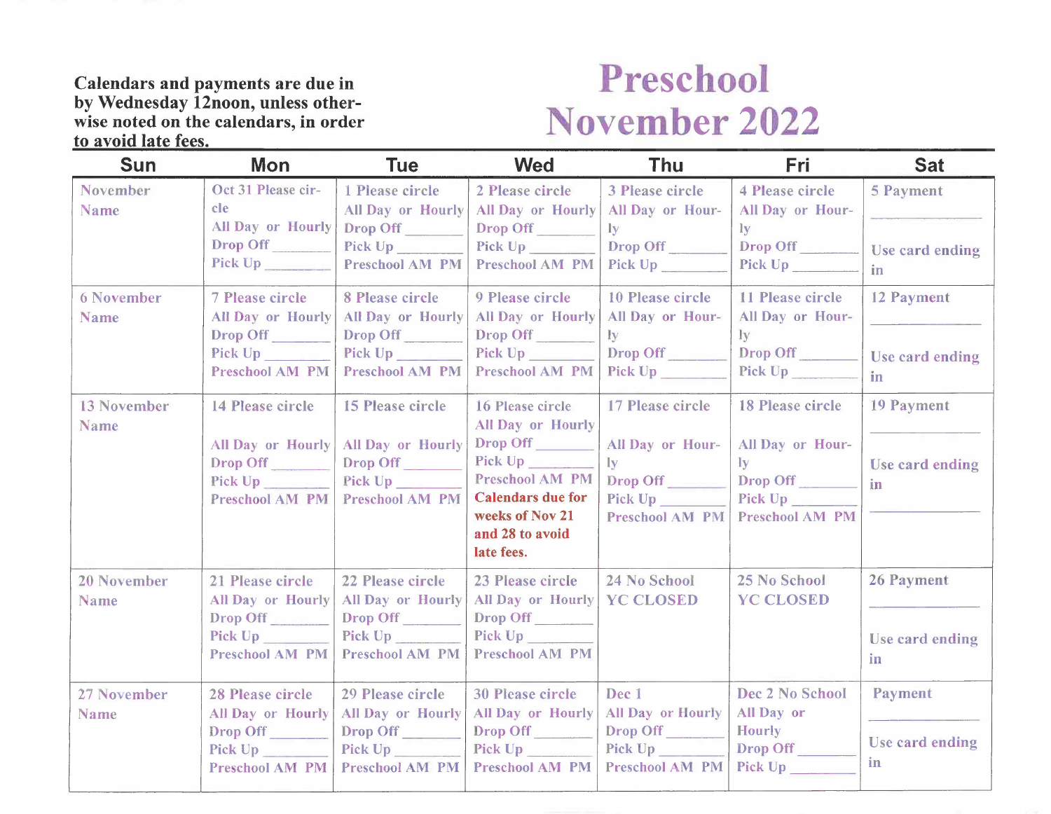**Calendars and payments are due in by Wednesday 12noon, unless otherwise noted on the calendars, in order to avoid late fees.**

# Preschool November 2022

| Sun | Mon | Tue | Wed | Thu | Fri | Sat |
|---|---|---|---|---|---|---|
| November Name | Oct 31 Please circle All Day or Hourly Drop Off _______ Pick Up _______ | 1 Please circle All Day or Hourly Drop Off _______ Pick Up _______ Preschool AM PM | 2 Please circle All Day or Hourly Drop Off _______ Pick Up _______ Preschool AM PM | 3 Please circle All Day or Hourly Drop Off _______ Pick Up _______ | 4 Please circle All Day or Hourly Drop Off _______ Pick Up _______ | 5 Payment _______ Use card ending in |
| 6 November Name | 7 Please circle All Day or Hourly Drop Off _______ Pick Up _______ Preschool AM PM | 8 Please circle All Day or Hourly Drop Off _______ Pick Up _______ Preschool AM PM | 9 Please circle All Day or Hourly Drop Off _______ Pick Up _______ Preschool AM PM | 10 Please circle All Day or Hourly Drop Off _______ Pick Up _______ | 11 Please circle All Day or Hourly Drop Off _______ Pick Up _______ | 12 Payment _______ Use card ending in |
| 13 November Name | 14 Please circle All Day or Hourly Drop Off _______ Pick Up _______ Preschool AM PM | 15 Please circle All Day or Hourly Drop Off _______ Pick Up _______ Preschool AM PM | 16 Please circle All Day or Hourly Drop Off _______ Pick Up _______ Preschool AM PM **Calendars due for weeks of Nov 21 and 28 to avoid late fees.** | 17 Please circle All Day or Hourly Drop Off _______ Pick Up _______ Preschool AM PM | 18 Please circle All Day or Hourly Drop Off _______ Pick Up _______ Preschool AM PM | 19 Payment _______ Use card ending in _______ |
| 20 November Name | 21 Please circle All Day or Hourly Drop Off _______ Pick Up _______ Preschool AM PM | 22 Please circle All Day or Hourly Drop Off _______ Pick Up _______ Preschool AM PM | 23 Please circle All Day or Hourly Drop Off _______ Pick Up _______ Preschool AM PM | 24 No School YC CLOSED | 25 No School YC CLOSED | 26 Payment _______ Use card ending in |
| 27 November Name | 28 Please circle All Day or Hourly Drop Off _______ Pick Up _______ Preschool AM PM | 29 Please circle All Day or Hourly Drop Off _______ Pick Up _______ Preschool AM PM | 30 Please circle All Day or Hourly Drop Off _______ Pick Up _______ Preschool AM PM | Dec 1 All Day or Hourly Drop Off _______ Pick Up _______ Preschool AM PM | Dec 2 No School All Day or Hourly Drop Off _______ Pick Up _______ | Payment _______ Use card ending in |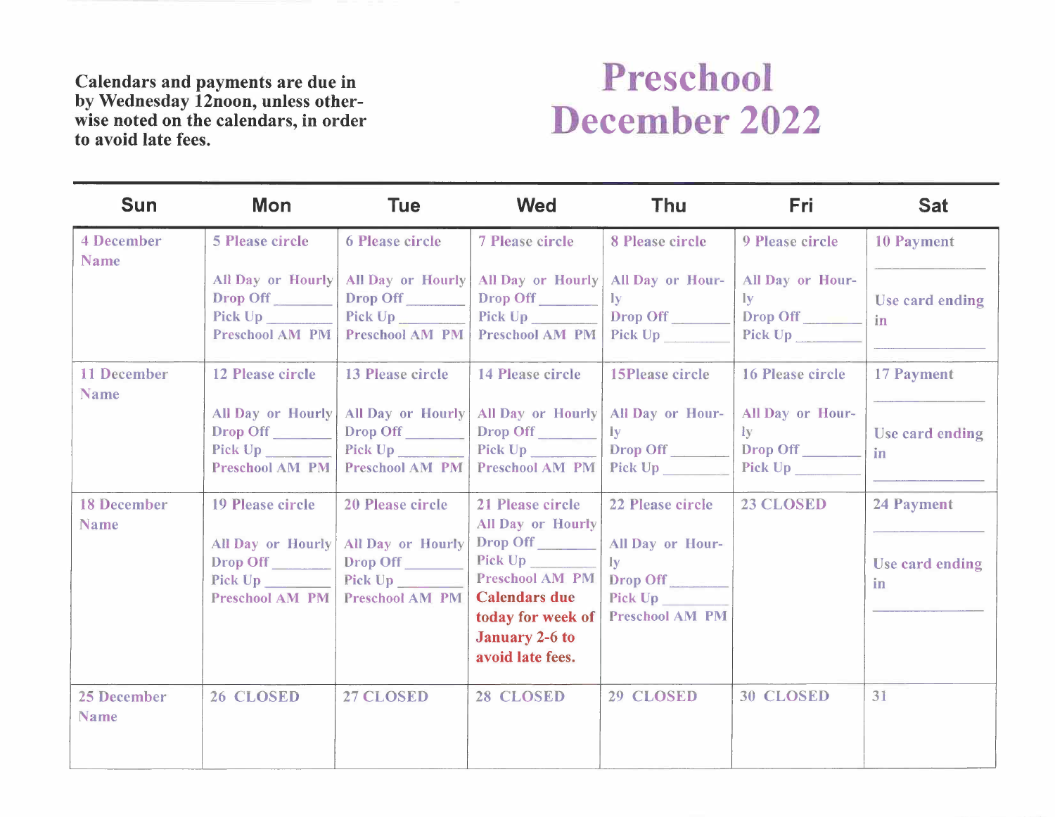**Calendars and payments are due in by Wednesday 12noon, unless otherwise noted on the calendars, in order to avoid late fees.**

# Preschool December 2022

| Sun | Mon | Tue | Wed | Thu | Fri | Sat |
|---|---|---|---|---|---|---|
| 4 December<br>Name | 5 Please circle<br><br>All Day or Hourly<br>Drop Off _______<br>Pick Up _______<br>Preschool AM PM | 6 Please circle<br><br>All Day or Hourly<br>Drop Off _______<br>Pick Up _______<br>Preschool AM PM | 7 Please circle<br><br>All Day or Hourly<br>Drop Off _______<br>Pick Up _______<br>Preschool AM PM | 8 Please circle<br><br>All Day or Hourly<br>Drop Off _______<br>Pick Up _______ | 9 Please circle<br><br>All Day or Hourly<br>Drop Off _______<br>Pick Up _______ | 10 Payment<br>_______<br>Use card ending in<br>_______ |
| 11 December<br>Name | 12 Please circle<br><br>All Day or Hourly<br>Drop Off _______<br>Pick Up _______<br>Preschool AM PM | 13 Please circle<br><br>All Day or Hourly<br>Drop Off _______<br>Pick Up _______<br>Preschool AM PM | 14 Please circle<br><br>All Day or Hourly<br>Drop Off _______<br>Pick Up _______<br>Preschool AM PM | 15Please circle<br><br>All Day or Hourly<br>Drop Off _______<br>Pick Up _______ | 16 Please circle<br><br>All Day or Hourly<br>Drop Off _______<br>Pick Up _______ | 17 Payment<br>_______<br>Use card ending in<br>_______ |
| 18 December<br>Name | 19 Please circle<br><br>All Day or Hourly<br>Drop Off _______<br>Pick Up _______<br>Preschool AM PM | 20 Please circle<br><br>All Day or Hourly<br>Drop Off _______<br>Pick Up _______<br>Preschool AM PM | 21 Please circle<br>All Day or Hourly<br>Drop Off _______<br>Pick Up _______<br>Preschool AM PM<br>Calendars due today for week of January 2-6 to avoid late fees. | 22 Please circle<br><br>All Day or Hourly<br>Drop Off _______<br>Pick Up _______<br>Preschool AM PM | 23 CLOSED | 24 Payment<br>_______<br>Use card ending in<br>_______ |
| 25 December<br>Name | 26 CLOSED | 27 CLOSED | 28 CLOSED | 29 CLOSED | 30 CLOSED | 31 |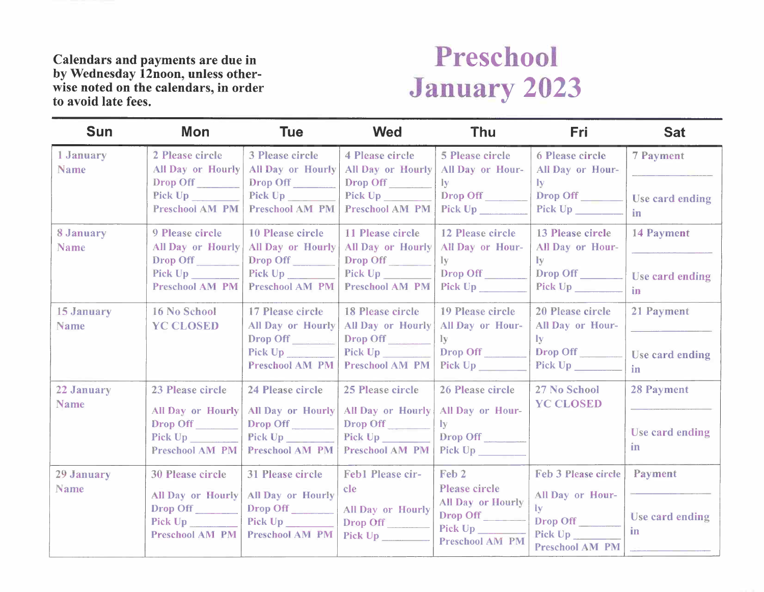Calendars and payments are due in by Wednesday 12noon, unless otherwise noted on the calendars, in order to avoid late fees.

# Preschool January 2023

| Sun | Mon | Tue | Wed | Thu | Fri | Sat |
|---|---|---|---|---|---|---|
| 1 January<br>Name | 2 Please circle<br>All Day or Hourly<br>Drop Off ________<br>Pick Up ________<br>Preschool AM PM | 3 Please circle<br>All Day or Hourly<br>Drop Off ________<br>Pick Up ________<br>Preschool AM PM | 4 Please circle<br>All Day or Hourly<br>Drop Off ________<br>Pick Up ________<br>Preschool AM PM | 5 Please circle<br>All Day or Hourly<br>Drop Off ________<br>Pick Up ________ | 6 Please circle<br>All Day or Hourly<br>Drop Off ________<br>Pick Up ________ | 7 Payment<br>________<br>Use card ending in |
| 8 January<br>Name | 9 Please circle<br>All Day or Hourly<br>Drop Off ________<br>Pick Up ________<br>Preschool AM PM | 10 Please circle<br>All Day or Hourly<br>Drop Off ________<br>Pick Up ________<br>Preschool AM PM | 11 Please circle<br>All Day or Hourly<br>Drop Off ________<br>Pick Up ________<br>Preschool AM PM | 12 Please circle<br>All Day or Hourly<br>Drop Off ________<br>Pick Up ________ | 13 Please circle<br>All Day or Hourly<br>Drop Off ________<br>Pick Up ________ | 14 Payment<br>________<br>Use card ending in |
| 15 January<br>Name | 16 No School<br>YC CLOSED | 17 Please circle<br>All Day or Hourly<br>Drop Off ________<br>Pick Up ________<br>Preschool AM PM | 18 Please circle<br>All Day or Hourly<br>Drop Off ________<br>Pick Up ________<br>Preschool AM PM | 19 Please circle<br>All Day or Hourly<br>Drop Off ________<br>Pick Up ________ | 20 Please circle<br>All Day or Hourly<br>Drop Off ________<br>Pick Up ________ | 21 Payment<br>________<br>Use card ending in |
| 22 January<br>Name | 23 Please circle<br>All Day or Hourly<br>Drop Off ________<br>Pick Up ________<br>Preschool AM PM | 24 Please circle<br>All Day or Hourly<br>Drop Off ________<br>Pick Up ________<br>Preschool AM PM | 25 Please circle<br>All Day or Hourly<br>Drop Off ________<br>Pick Up ________<br>Preschool AM PM | 26 Please circle<br>All Day or Hourly<br>Drop Off ________<br>Pick Up ________ | 27 No School<br>YC CLOSED | 28 Payment<br>________<br>Use card ending in |
| 29 January<br>Name | 30 Please circle<br>All Day or Hourly<br>Drop Off ________<br>Pick Up ________<br>Preschool AM PM | 31 Please circle<br>All Day or Hourly<br>Drop Off ________<br>Pick Up ________<br>Preschool AM PM | Feb1 Please circle<br>All Day or Hourly<br>Drop Off ________<br>Pick Up ________ | Feb 2<br>Please circle<br>All Day or Hourly<br>Drop Off ________<br>Pick Up ________<br>Preschool AM PM | Feb 3 Please circle<br>All Day or Hourly<br>Drop Off ________<br>Pick Up ________<br>Preschool AM PM | Payment<br>________<br>Use card ending in<br>________ |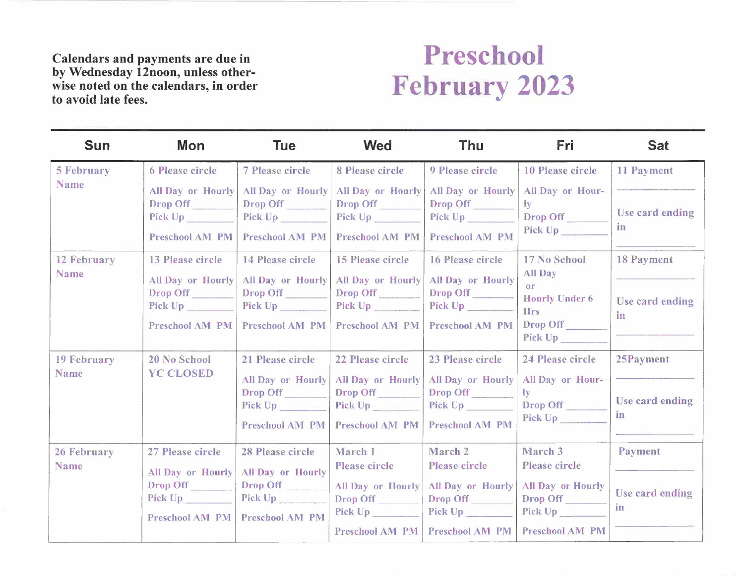Calendars and payments are due in by Wednesday 12noon, unless otherwise noted on the calendars, in order to avoid late fees.

# Preschool February 2023

| Sun | Mon | Tue | Wed | Thu | Fri | Sat |
|---|---|---|---|---|---|---|
| 5 February Name | 6 Please circle All Day or Hourly Drop Off _______ Pick Up _______ Preschool AM PM | 7 Please circle All Day or Hourly Drop Off _______ Pick Up _______ Preschool AM PM | 8 Please circle All Day or Hourly Drop Off _______ Pick Up _______ Preschool AM PM | 9 Please circle All Day or Hourly Drop Off _______ Pick Up _______ Preschool AM PM | 10 Please circle All Day or Hourly Drop Off _______ Pick Up _______ | 11 Payment _______ Use card ending in _______ |
| 12 February Name | 13 Please circle All Day or Hourly Drop Off _______ Pick Up _______ Preschool AM PM | 14 Please circle All Day or Hourly Drop Off _______ Pick Up _______ Preschool AM PM | 15 Please circle All Day or Hourly Drop Off _______ Pick Up _______ Preschool AM PM | 16 Please circle All Day or Hourly Drop Off _______ Pick Up _______ Preschool AM PM | 17 No School All Day or Hourly Under 6 Hrs Drop Off _______ Pick Up _______ | 18 Payment _______ Use card ending in _______ |
| 19 February Name | 20 No School YC CLOSED | 21 Please circle All Day or Hourly Drop Off _______ Pick Up _______ Preschool AM PM | 22 Please circle All Day or Hourly Drop Off _______ Pick Up _______ Preschool AM PM | 23 Please circle All Day or Hourly Drop Off _______ Pick Up _______ Preschool AM PM | 24 Please circle All Day or Hourly Drop Off _______ Pick Up _______ | 25Payment _______ Use card ending in _______ |
| 26 February Name | 27 Please circle All Day or Hourly Drop Off _______ Pick Up _______ Preschool AM PM | 28 Please circle All Day or Hourly Drop Off _______ Pick Up _______ Preschool AM PM | March 1 Please circle All Day or Hourly Drop Off _______ Pick Up _______ Preschool AM PM | March 2 Please circle All Day or Hourly Drop Off _______ Pick Up _______ Preschool AM PM | March 3 Please circle All Day or Hourly Drop Off _______ Pick Up _______ Preschool AM PM | Payment _______ Use card ending in _______ |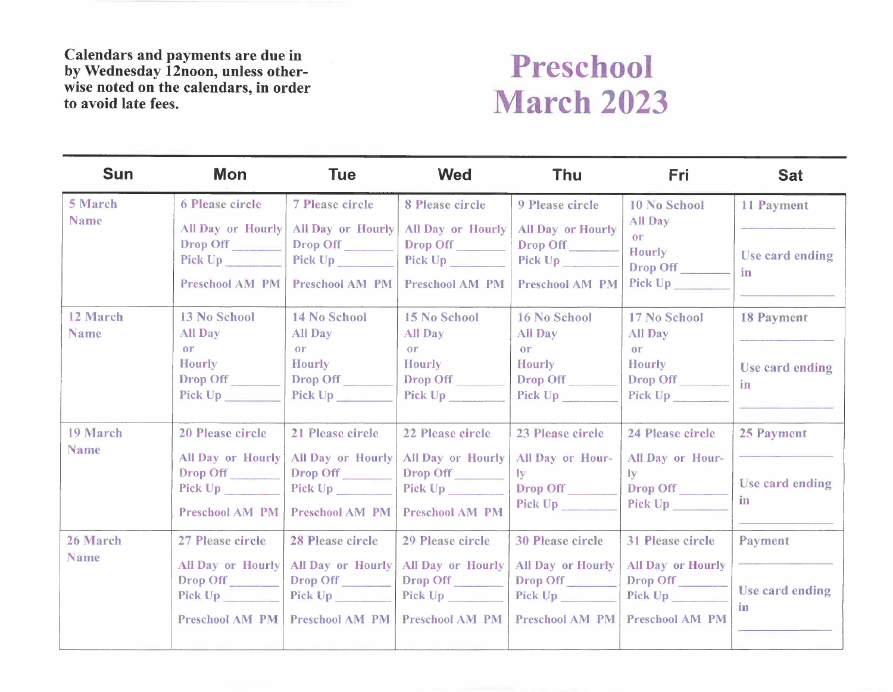**Calendars and payments are due in by Wednesday 12noon, unless otherwise noted on the calendars, in order to avoid late fees.**

# Preschool March 2023

| Sun | Mon | Tue | Wed | Thu | Fri | Sat |
|---|---|---|---|---|---|---|
| 5 March<br>Name | 6 Please circle<br>All Day or Hourly<br>Drop Off _______<br>Pick Up _______<br>Preschool AM PM | 7 Please circle<br>All Day or Hourly<br>Drop Off _______<br>Pick Up _______<br>Preschool AM PM | 8 Please circle<br>All Day or Hourly<br>Drop Off _______<br>Pick Up _______<br>Preschool AM PM | 9 Please circle<br>All Day or Hourly<br>Drop Off _______<br>Pick Up _______<br>Preschool AM PM | 10 No School<br>All Day<br>or<br>Hourly<br>Drop Off _______<br>Pick Up _______ | 11 Payment<br>_______<br>Use card ending in<br>_______ |
| 12 March<br>Name | 13 No School<br>All Day<br>or<br>Hourly<br>Drop Off _______<br>Pick Up _______ | 14 No School<br>All Day<br>or<br>Hourly<br>Drop Off _______<br>Pick Up _______ | 15 No School<br>All Day<br>or<br>Hourly<br>Drop Off _______<br>Pick Up _______ | 16 No School<br>All Day<br>or<br>Hourly<br>Drop Off _______<br>Pick Up _______ | 17 No School<br>All Day<br>or<br>Hourly<br>Drop Off _______<br>Pick Up _______ | 18 Payment<br>_______<br>Use card ending in<br>_______ |
| 19 March<br>Name | 20 Please circle<br>All Day or Hourly<br>Drop Off _______<br>Pick Up _______<br>Preschool AM PM | 21 Please circle<br>All Day or Hourly<br>Drop Off _______<br>Pick Up _______<br>Preschool AM PM | 22 Please circle<br>All Day or Hourly<br>Drop Off _______<br>Pick Up _______<br>Preschool AM PM | 23 Please circle<br>All Day or Hourly<br>Drop Off _______<br>Pick Up _______ | 24 Please circle<br>All Day or Hourly<br>Drop Off _______<br>Pick Up _______ | 25 Payment<br>_______<br>Use card ending in<br>_______ |
| 26 March<br>Name | 27 Please circle<br>All Day or Hourly<br>Drop Off _______<br>Pick Up _______<br>Preschool AM PM | 28 Please circle<br>All Day or Hourly<br>Drop Off _______<br>Pick Up _______<br>Preschool AM PM | 29 Please circle<br>All Day or Hourly<br>Drop Off _______<br>Pick Up _______<br>Preschool AM PM | 30 Please circle<br>All Day or Hourly<br>Drop Off _______<br>Pick Up _______<br>Preschool AM PM | 31 Please circle<br>All Day or Hourly<br>Drop Off _______<br>Pick Up _______<br>Preschool AM PM | Payment<br>_______<br>Use card ending in<br>_______ |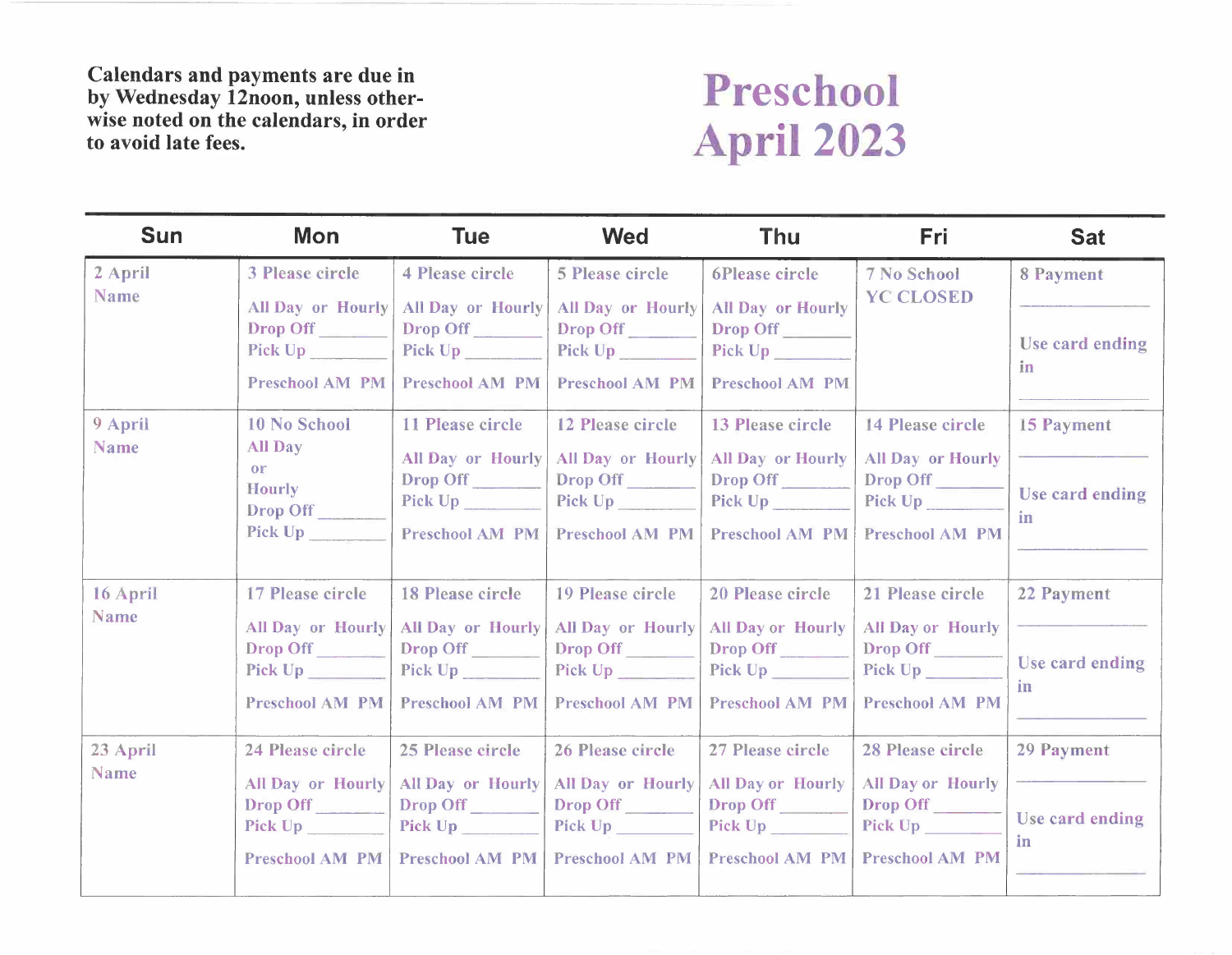**Calendars and payments are due in by Wednesday 12noon, unless otherwise noted on the calendars, in order to avoid late fees.**

# Preschool April 2023

| Sun | Mon | Tue | Wed | Thu | Fri | Sat |
|---|---|---|---|---|---|---|
| 2 April<br>Name | 3 Please circle<br>All Day or Hourly<br>Drop Off ________<br>Pick Up ________<br>Preschool AM PM | 4 Please circle<br>All Day or Hourly<br>Drop Off ________<br>Pick Up ________<br>Preschool AM PM | 5 Please circle<br>All Day or Hourly<br>Drop Off ________<br>Pick Up ________<br>Preschool AM PM | 6Please circle<br>All Day or Hourly<br>Drop Off ________<br>Pick Up ________<br>Preschool AM PM | 7 No School<br>YC CLOSED | 8 Payment<br>________<br>Use card ending in<br>________ |
| 9 April<br>Name | 10 No School<br>All Day<br>or<br>Hourly<br>Drop Off ________<br>Pick Up ________ | 11 Please circle<br>All Day or Hourly<br>Drop Off ________<br>Pick Up ________<br>Preschool AM PM | 12 Please circle<br>All Day or Hourly<br>Drop Off ________<br>Pick Up ________<br>Preschool AM PM | 13 Please circle<br>All Day or Hourly<br>Drop Off ________<br>Pick Up ________<br>Preschool AM PM | 14 Please circle<br>All Day or Hourly<br>Drop Off ________<br>Pick Up ________<br>Preschool AM PM | 15 Payment<br>________<br>Use card ending in<br>________ |
| 16 April<br>Name | 17 Please circle<br>All Day or Hourly<br>Drop Off ________<br>Pick Up ________<br>Preschool AM PM | 18 Please circle<br>All Day or Hourly<br>Drop Off ________<br>Pick Up ________<br>Preschool AM PM | 19 Please circle<br>All Day or Hourly<br>Drop Off ________<br>Pick Up ________<br>Preschool AM PM | 20 Please circle<br>All Day or Hourly<br>Drop Off ________<br>Pick Up ________<br>Preschool AM PM | 21 Please circle<br>All Day or Hourly<br>Drop Off ________<br>Pick Up ________<br>Preschool AM PM | 22 Payment<br>________<br>Use card ending in<br>________ |
| 23 April<br>Name | 24 Please circle<br>All Day or Hourly<br>Drop Off ________<br>Pick Up ________<br>Preschool AM PM | 25 Please circle<br>All Day or Hourly<br>Drop Off ________<br>Pick Up ________<br>Preschool AM PM | 26 Please circle<br>All Day or Hourly<br>Drop Off ________<br>Pick Up ________<br>Preschool AM PM | 27 Please circle<br>All Day or Hourly<br>Drop Off ________<br>Pick Up ________<br>Preschool AM PM | 28 Please circle<br>All Day or Hourly<br>Drop Off ________<br>Pick Up ________<br>Preschool AM PM | 29 Payment<br>________<br>Use card ending in<br>________ |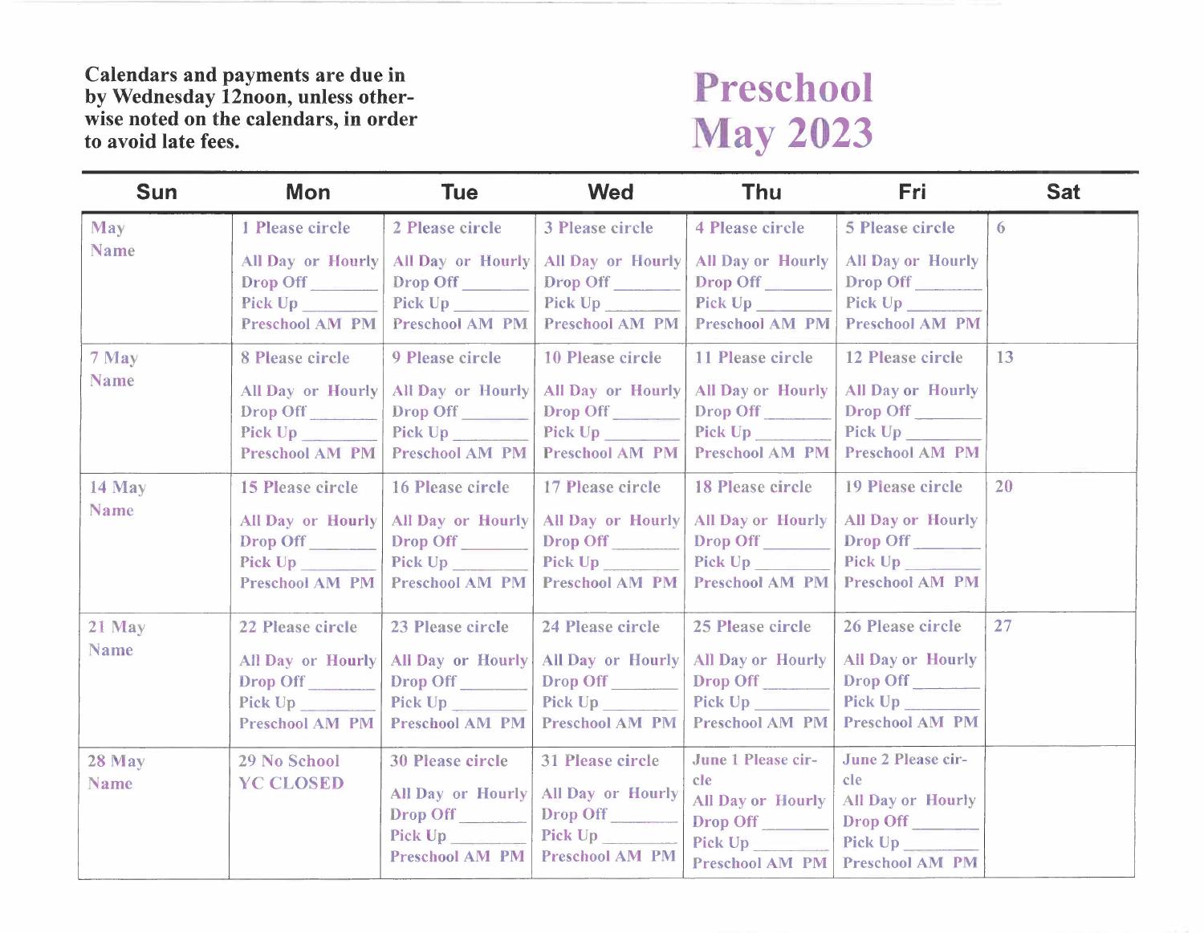Calendars and payments are due in by Wednesday 12noon, unless otherwise noted on the calendars, in order to avoid late fees.

# Preschool May 2023

| Sun | Mon | Tue | Wed | Thu | Fri | Sat |
|---|---|---|---|---|---|---|
| May Name | 1 Please circle All Day or Hourly Drop Off ________ Pick Up ________ Preschool AM PM | 2 Please circle All Day or Hourly Drop Off ________ Pick Up ________ Preschool AM PM | 3 Please circle All Day or Hourly Drop Off ________ Pick Up ________ Preschool AM PM | 4 Please circle All Day or Hourly Drop Off ________ Pick Up ________ Preschool AM PM | 5 Please circle All Day or Hourly Drop Off ________ Pick Up ________ Preschool AM PM | 6 |
| 7 May Name | 8 Please circle All Day or Hourly Drop Off ________ Pick Up ________ Preschool AM PM | 9 Please circle All Day or Hourly Drop Off ________ Pick Up ________ Preschool AM PM | 10 Please circle All Day or Hourly Drop Off ________ Pick Up ________ Preschool AM PM | 11 Please circle All Day or Hourly Drop Off ________ Pick Up ________ Preschool AM PM | 12 Please circle All Day or Hourly Drop Off ________ Pick Up ________ Preschool AM PM | 13 |
| 14 May Name | 15 Please circle All Day or Hourly Drop Off ________ Pick Up ________ Preschool AM PM | 16 Please circle All Day or Hourly Drop Off ________ Pick Up ________ Preschool AM PM | 17 Please circle All Day or Hourly Drop Off ________ Pick Up ________ Preschool AM PM | 18 Please circle All Day or Hourly Drop Off ________ Pick Up ________ Preschool AM PM | 19 Please circle All Day or Hourly Drop Off ________ Pick Up ________ Preschool AM PM | 20 |
| 21 May Name | 22 Please circle All Day or Hourly Drop Off ________ Pick Up ________ Preschool AM PM | 23 Please circle All Day or Hourly Drop Off ________ Pick Up ________ Preschool AM PM | 24 Please circle All Day or Hourly Drop Off ________ Pick Up ________ Preschool AM PM | 25 Please circle All Day or Hourly Drop Off ________ Pick Up ________ Preschool AM PM | 26 Please circle All Day or Hourly Drop Off ________ Pick Up ________ Preschool AM PM | 27 |
| 28 May Name | 29 No School YC CLOSED | 30 Please circle All Day or Hourly Drop Off ________ Pick Up ________ Preschool AM PM | 31 Please circle All Day or Hourly Drop Off ________ Pick Up ________ Preschool AM PM | June 1 Please circle All Day or Hourly Drop Off ________ Pick Up ________ Preschool AM PM | June 2 Please circle All Day or Hourly Drop Off ________ Pick Up ________ Preschool AM PM | |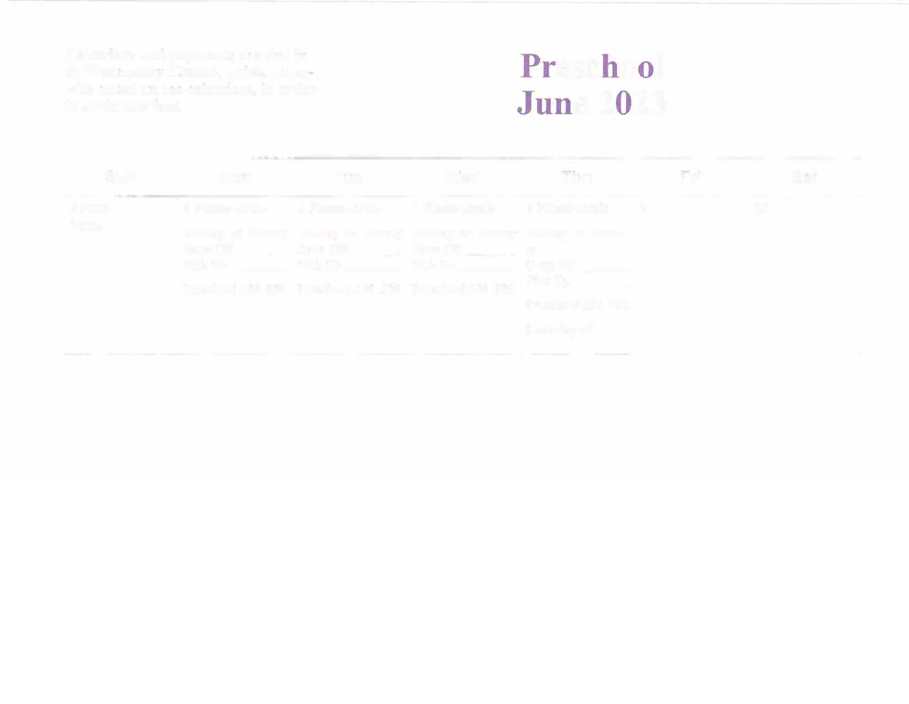Calendars and payments are due in by Wednesday Noon, unless otherwise noted on the calendars, in order to avoid late fees.

# Preschool
# June 2023

| Sun | Mon | Tue | Wed | Thu | Fri | Sat |
|---|---|---|---|---|---|---|
| 4 | 5 Please circle<br>Staying or Going<br>Drop Off ____<br>Pick Up ____<br>Breakfast AM PM | 6 Please circle<br>Staying or Going<br>Drop Off ____<br>Pick Up ____<br>Breakfast AM PM | 7 Please circle<br>Staying or Going<br>Drop Off ____<br>Pick Up ____<br>Breakfast AM PM | 8 Please circle<br>Staying or Going<br>Drop Off ____<br>Pick Up ____<br>Breakfast AM PM<br>Last day of | 9 | 10 |